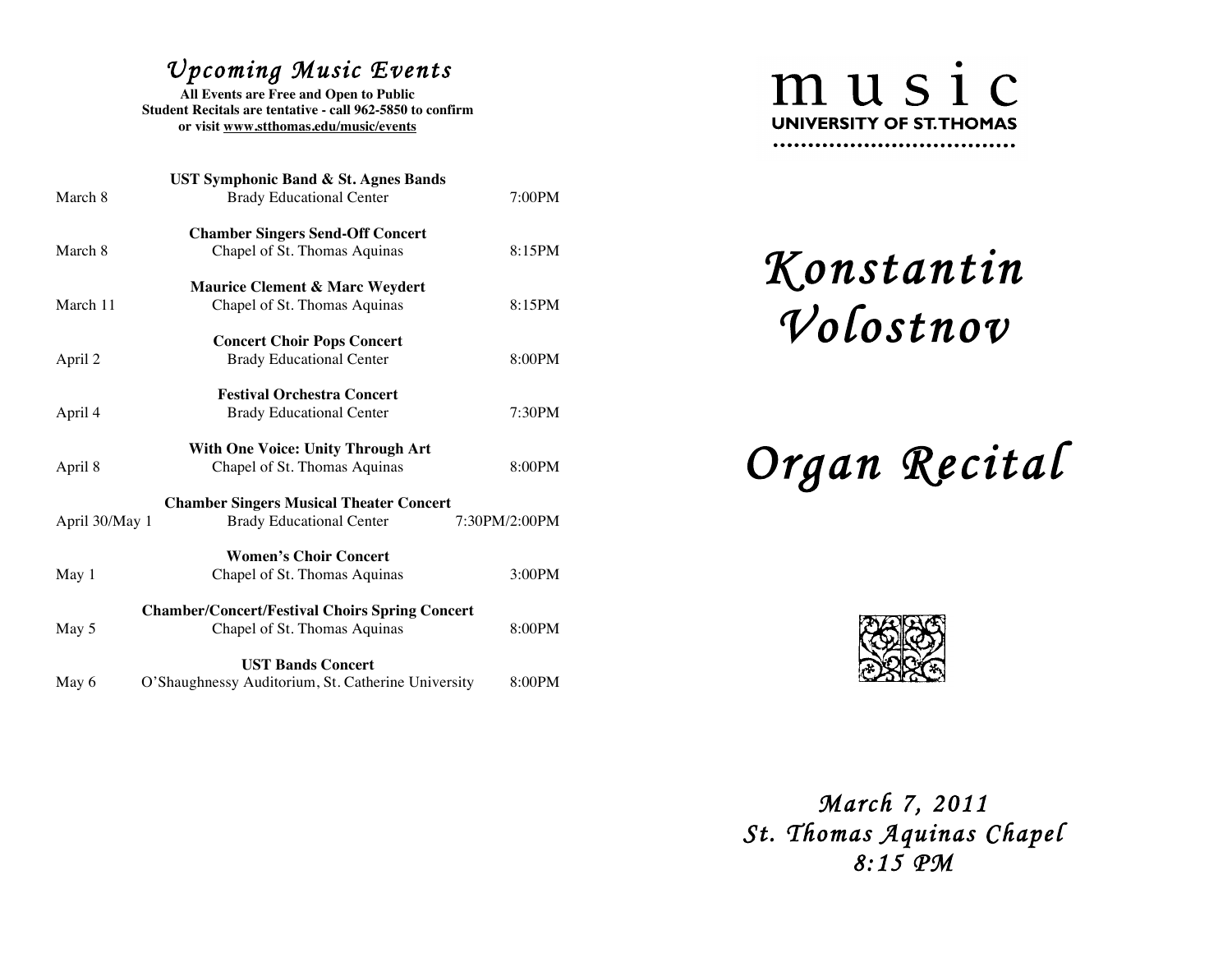## *Upcoming Music Events*

**All Events are Free and Open to Public**
**Student Recitals are tentative - call 962-5850 to confirm or visit www.stthomas.edu/music/events**

| Date | Event | Time |
|---|---|---|
| March 8 | **UST Symphonic Band & St. Agnes Bands**<br>Brady Educational Center | 7:00PM |
| March 8 | **Chamber Singers Send-Off Concert**<br>Chapel of St. Thomas Aquinas | 8:15PM |
| March 11 | **Maurice Clement & Marc Weydert**<br>Chapel of St. Thomas Aquinas | 8:15PM |
| April 2 | **Concert Choir Pops Concert**<br>Brady Educational Center | 8:00PM |
| April 4 | **Festival Orchestra Concert**<br>Brady Educational Center | 7:30PM |
| April 8 | **With One Voice: Unity Through Art**<br>Chapel of St. Thomas Aquinas | 8:00PM |
| April 30/May 1 | **Chamber Singers Musical Theater Concert**<br>Brady Educational Center | 7:30PM/2:00PM |
| May 1 | **Women's Choir Concert**<br>Chapel of St. Thomas Aquinas | 3:00PM |
| May 5 | **Chamber/Concert/Festival Choirs Spring Concert**<br>Chapel of St. Thomas Aquinas | 8:00PM |
| May 6 | **UST Bands Concert**<br>O'Shaughnessy Auditorium, St. Catherine University | 8:00PM |

music
UNIVERSITY OF ST. THOMAS

# *Konstantin Volostnov*

# *Organ Recital*

*March 7, 2011*
*St. Thomas Aquinas Chapel*
*8:15 PM*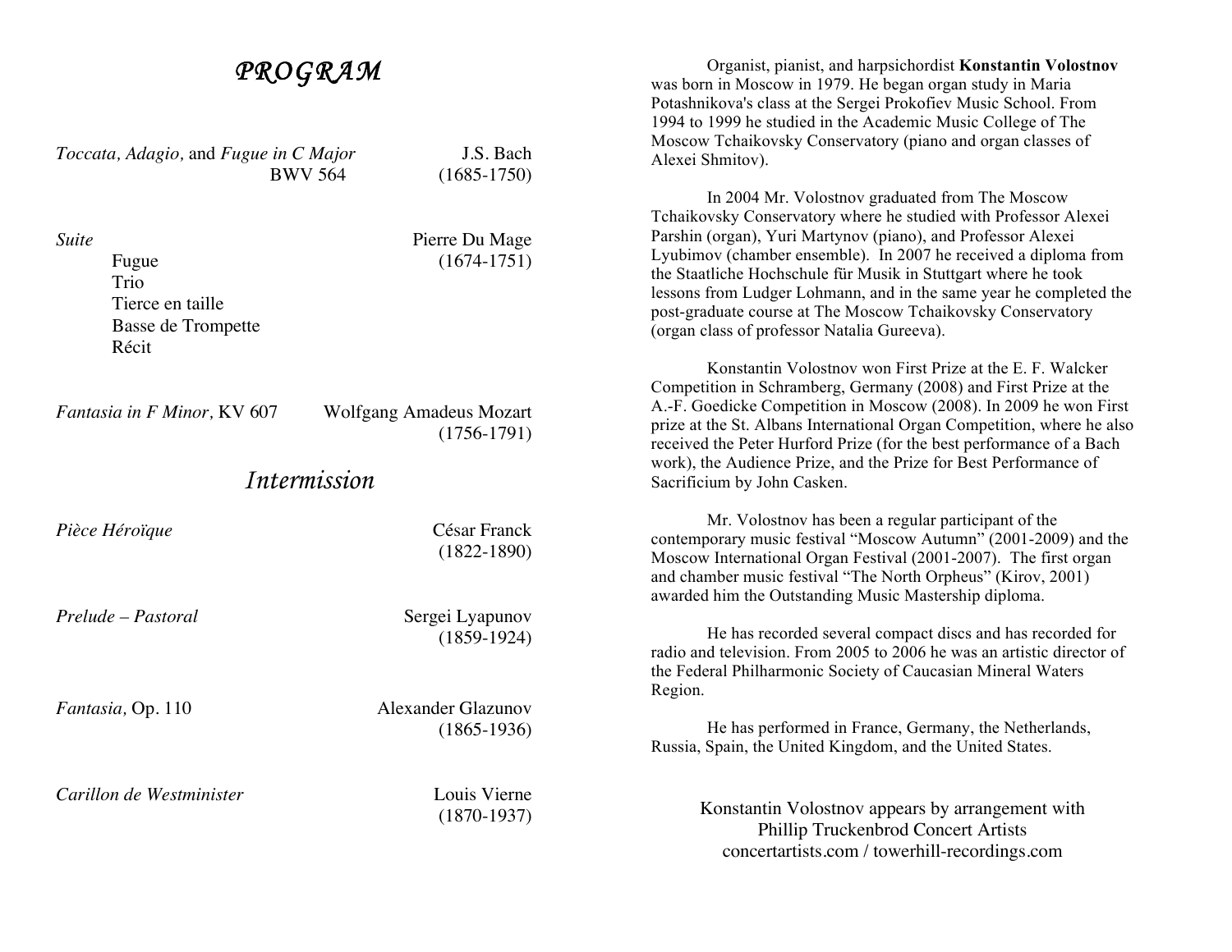# *PROGRAM*

*Toccata, Adagio,* and *Fugue in C Major* BWV 564 — J.S. Bach (1685-1750)

*Suite* — Pierre Du Mage (1674-1751)

- Fugue
- Trio
- Tierce en taille
- Basse de Trompette
- Récit

*Fantasia in F Minor,* KV 607 — Wolfgang Amadeus Mozart (1756-1791)

## *Intermission*

*Pièce Héroïque* — César Franck (1822-1890)

*Prelude – Pastoral* — Sergei Lyapunov (1859-1924)

*Fantasia,* Op. 110 — Alexander Glazunov (1865-1936)

*Carillon de Westminister* — Louis Vierne (1870-1937)

Organist, pianist, and harpsichordist **Konstantin Volostnov** was born in Moscow in 1979. He began organ study in Maria Potashnikova's class at the Sergei Prokofiev Music School. From 1994 to 1999 he studied in the Academic Music College of The Moscow Tchaikovsky Conservatory (piano and organ classes of Alexei Shmitov).

In 2004 Mr. Volostnov graduated from The Moscow Tchaikovsky Conservatory where he studied with Professor Alexei Parshin (organ), Yuri Martynov (piano), and Professor Alexei Lyubimov (chamber ensemble). In 2007 he received a diploma from the Staatliche Hochschule für Musik in Stuttgart where he took lessons from Ludger Lohmann, and in the same year he completed the post-graduate course at The Moscow Tchaikovsky Conservatory (organ class of professor Natalia Gureeva).

Konstantin Volostnov won First Prize at the E. F. Walcker Competition in Schramberg, Germany (2008) and First Prize at the A.-F. Goedicke Competition in Moscow (2008). In 2009 he won First prize at the St. Albans International Organ Competition, where he also received the Peter Hurford Prize (for the best performance of a Bach work), the Audience Prize, and the Prize for Best Performance of Sacrificium by John Casken.

Mr. Volostnov has been a regular participant of the contemporary music festival "Moscow Autumn" (2001-2009) and the Moscow International Organ Festival (2001-2007). The first organ and chamber music festival "The North Orpheus" (Kirov, 2001) awarded him the Outstanding Music Mastership diploma.

He has recorded several compact discs and has recorded for radio and television. From 2005 to 2006 he was an artistic director of the Federal Philharmonic Society of Caucasian Mineral Waters Region.

He has performed in France, Germany, the Netherlands, Russia, Spain, the United Kingdom, and the United States.

Konstantin Volostnov appears by arrangement with
Phillip Truckenbrod Concert Artists
concertartists.com / towerhill-recordings.com